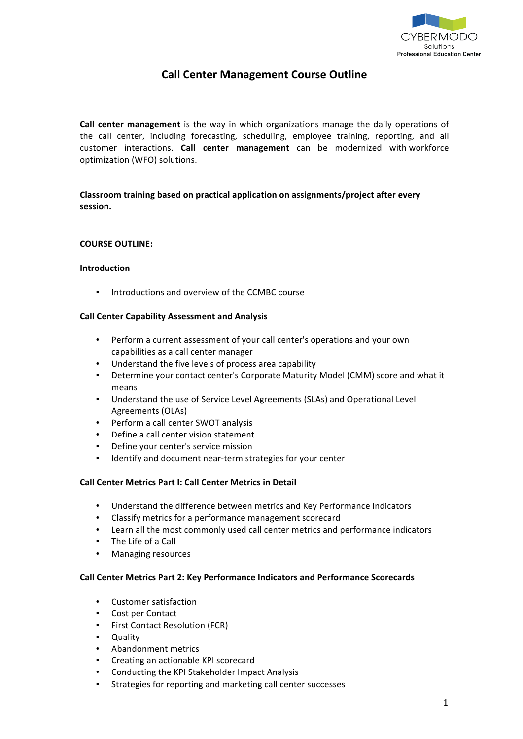# Call Center Management Course Outline

**Call center management** is the way in which organizations manage the daily operations of the call center, including forecasting, scheduling, employee training, reporting, and all customer interactions. **Call center management** can be modernized with workforce optimization (WFO) solutions.

**Classroom training based on practical application on assignments/project after every session.**

**COURSE OUTLINE:**

**Introduction**

- Introductions and overview of the CCMBC course

**Call Center Capability Assessment and Analysis**

- Perform a current assessment of your call center's operations and your own capabilities as a call center manager
- Understand the five levels of process area capability
- Determine your contact center's Corporate Maturity Model (CMM) score and what it means
- Understand the use of Service Level Agreements (SLAs) and Operational Level Agreements (OLAs)
- Perform a call center SWOT analysis
- Define a call center vision statement
- Define your center's service mission
- Identify and document near-term strategies for your center

**Call Center Metrics Part I: Call Center Metrics in Detail**

- Understand the difference between metrics and Key Performance Indicators
- Classify metrics for a performance management scorecard
- Learn all the most commonly used call center metrics and performance indicators
- The Life of a Call
- Managing resources

**Call Center Metrics Part 2: Key Performance Indicators and Performance Scorecards**

- Customer satisfaction
- Cost per Contact
- First Contact Resolution (FCR)
- Quality
- Abandonment metrics
- Creating an actionable KPI scorecard
- Conducting the KPI Stakeholder Impact Analysis
- Strategies for reporting and marketing call center successes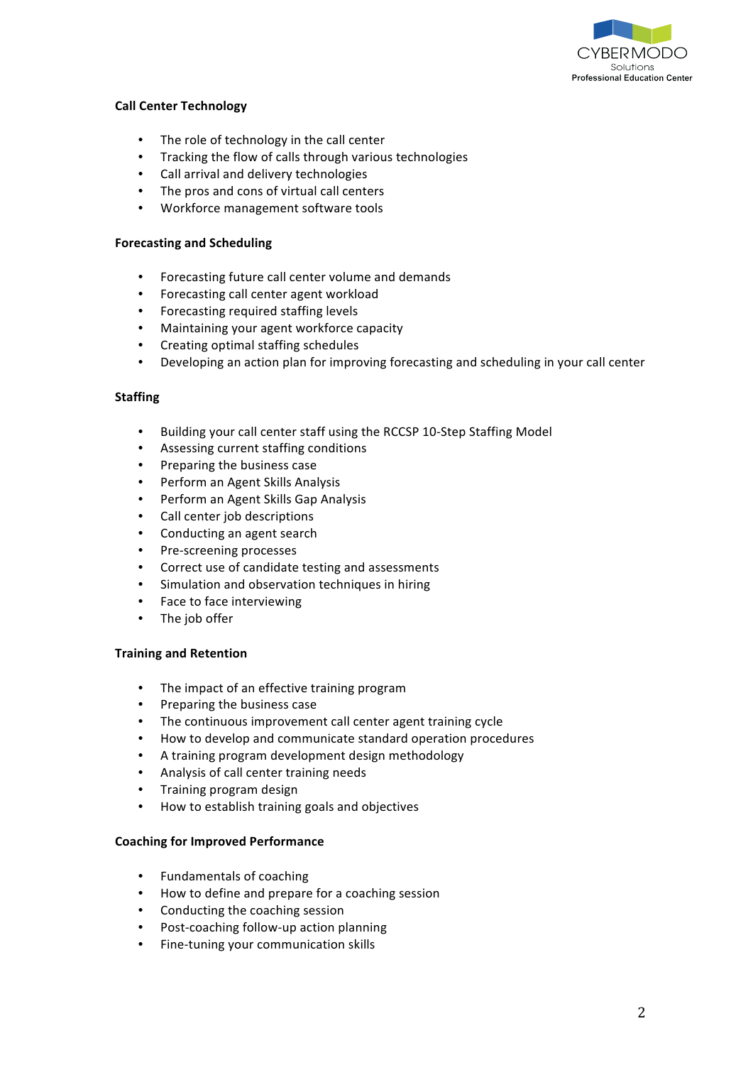**Call Center Technology**

- The role of technology in the call center
- Tracking the flow of calls through various technologies
- Call arrival and delivery technologies
- The pros and cons of virtual call centers
- Workforce management software tools

**Forecasting and Scheduling**

- Forecasting future call center volume and demands
- Forecasting call center agent workload
- Forecasting required staffing levels
- Maintaining your agent workforce capacity
- Creating optimal staffing schedules
- Developing an action plan for improving forecasting and scheduling in your call center

**Staffing**

- Building your call center staff using the RCCSP 10-Step Staffing Model
- Assessing current staffing conditions
- Preparing the business case
- Perform an Agent Skills Analysis
- Perform an Agent Skills Gap Analysis
- Call center job descriptions
- Conducting an agent search
- Pre-screening processes
- Correct use of candidate testing and assessments
- Simulation and observation techniques in hiring
- Face to face interviewing
- The job offer

**Training and Retention**

- The impact of an effective training program
- Preparing the business case
- The continuous improvement call center agent training cycle
- How to develop and communicate standard operation procedures
- A training program development design methodology
- Analysis of call center training needs
- Training program design
- How to establish training goals and objectives

**Coaching for Improved Performance**

- Fundamentals of coaching
- How to define and prepare for a coaching session
- Conducting the coaching session
- Post-coaching follow-up action planning
- Fine-tuning your communication skills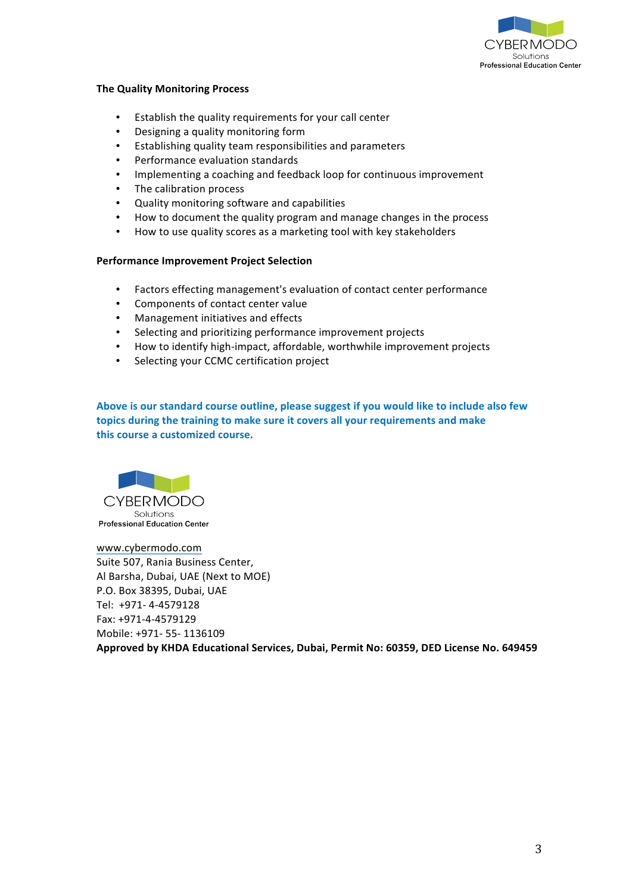**The Quality Monitoring Process**

- Establish the quality requirements for your call center
- Designing a quality monitoring form
- Establishing quality team responsibilities and parameters
- Performance evaluation standards
- Implementing a coaching and feedback loop for continuous improvement
- The calibration process
- Quality monitoring software and capabilities
- How to document the quality program and manage changes in the process
- How to use quality scores as a marketing tool with key stakeholders

**Performance Improvement Project Selection**

- Factors effecting management's evaluation of contact center performance
- Components of contact center value
- Management initiatives and effects
- Selecting and prioritizing performance improvement projects
- How to identify high-impact, affordable, worthwhile improvement projects
- Selecting your CCMC certification project

**Above is our standard course outline, please suggest if you would like to include also few topics during the training to make sure it covers all your requirements and make this course a customized course.**

CYBERMODO
Solutions
Professional Education Center

www.cybermodo.com
Suite 507, Rania Business Center,
Al Barsha, Dubai, UAE (Next to MOE)
P.O. Box 38395, Dubai, UAE
Tel: +971- 4-4579128
Fax: +971-4-4579129
Mobile: +971- 55- 1136109
**Approved by KHDA Educational Services, Dubai, Permit No: 60359, DED License No. 649459**